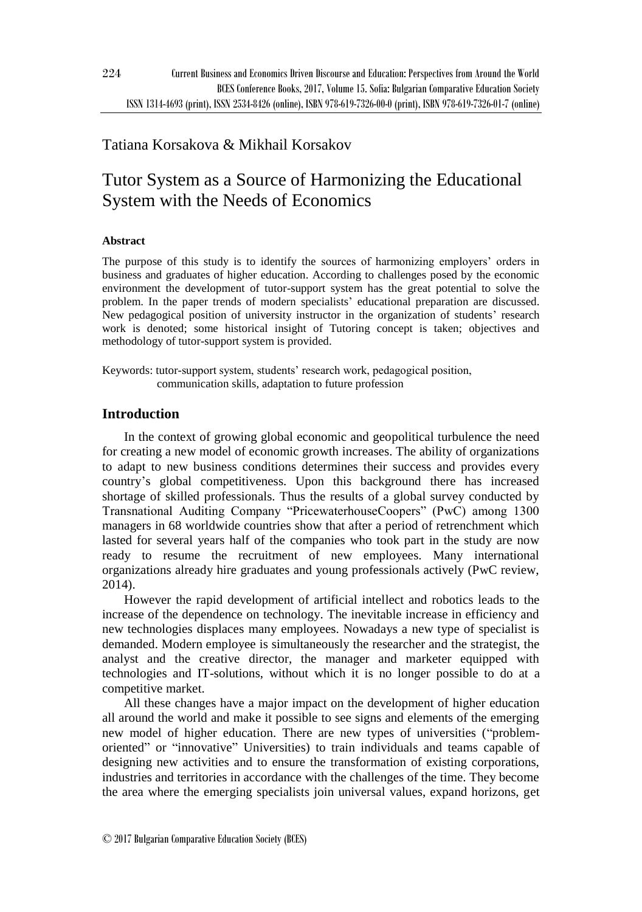Tatiana Korsakova & Mikhail Korsakov

# Tutor System as a Source of Harmonizing the Educational System with the Needs of Economics

**Abstract**

The purpose of this study is to identify the sources of harmonizing employers' orders in business and graduates of higher education. According to challenges posed by the economic environment the development of tutor-support system has the great potential to solve the problem. In the paper trends of modern specialists' educational preparation are discussed. New pedagogical position of university instructor in the organization of students' research work is denoted; some historical insight of Tutoring concept is taken; objectives and methodology of tutor-support system is provided.

Keywords: tutor-support system, students' research work, pedagogical position, communication skills, adaptation to future profession

## Introduction

In the context of growing global economic and geopolitical turbulence the need for creating a new model of economic growth increases. The ability of organizations to adapt to new business conditions determines their success and provides every country's global competitiveness. Upon this background there has increased shortage of skilled professionals. Thus the results of a global survey conducted by Transnational Auditing Company "PricewaterhouseCoopers" (PwC) among 1300 managers in 68 worldwide countries show that after a period of retrenchment which lasted for several years half of the companies who took part in the study are now ready to resume the recruitment of new employees. Many international organizations already hire graduates and young professionals actively (PwC review, 2014).

However the rapid development of artificial intellect and robotics leads to the increase of the dependence on technology. The inevitable increase in efficiency and new technologies displaces many employees. Nowadays a new type of specialist is demanded. Modern employee is simultaneously the researcher and the strategist, the analyst and the creative director, the manager and marketer equipped with technologies and IT-solutions, without which it is no longer possible to do at a competitive market.

All these changes have a major impact on the development of higher education all around the world and make it possible to see signs and elements of the emerging new model of higher education. There are new types of universities ("problem-oriented" or "innovative" Universities) to train individuals and teams capable of designing new activities and to ensure the transformation of existing corporations, industries and territories in accordance with the challenges of the time. They become the area where the emerging specialists join universal values, expand horizons, get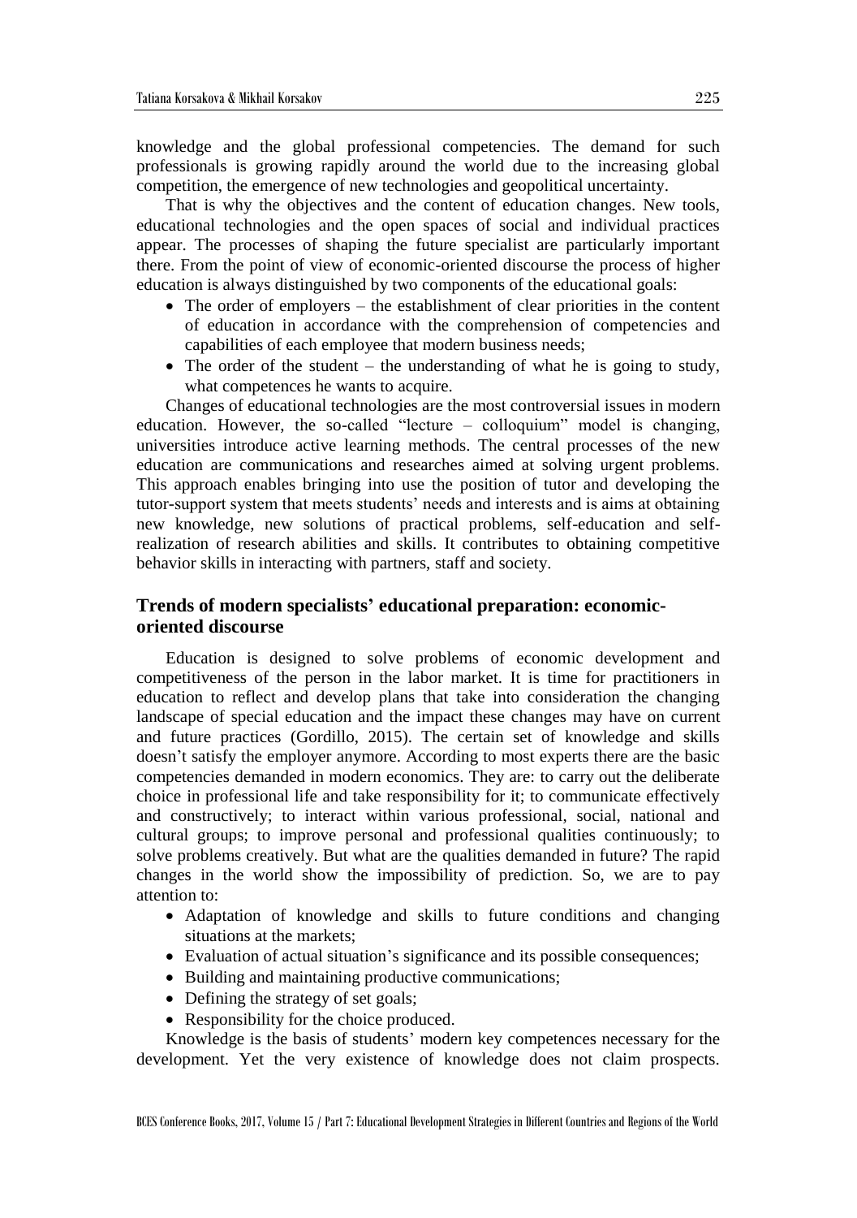knowledge and the global professional competencies. The demand for such professionals is growing rapidly around the world due to the increasing global competition, the emergence of new technologies and geopolitical uncertainty.

That is why the objectives and the content of education changes. New tools, educational technologies and the open spaces of social and individual practices appear. The processes of shaping the future specialist are particularly important there. From the point of view of economic-oriented discourse the process of higher education is always distinguished by two components of the educational goals:

- The order of employers – the establishment of clear priorities in the content of education in accordance with the comprehension of competencies and capabilities of each employee that modern business needs;
- The order of the student – the understanding of what he is going to study, what competences he wants to acquire.

Changes of educational technologies are the most controversial issues in modern education. However, the so-called "lecture – colloquium" model is changing, universities introduce active learning methods. The central processes of the new education are communications and researches aimed at solving urgent problems. This approach enables bringing into use the position of tutor and developing the tutor-support system that meets students' needs and interests and is aims at obtaining new knowledge, new solutions of practical problems, self-education and self-realization of research abilities and skills. It contributes to obtaining competitive behavior skills in interacting with partners, staff and society.

## Trends of modern specialists' educational preparation: economic-oriented discourse

Education is designed to solve problems of economic development and competitiveness of the person in the labor market. It is time for practitioners in education to reflect and develop plans that take into consideration the changing landscape of special education and the impact these changes may have on current and future practices (Gordillo, 2015). The certain set of knowledge and skills doesn't satisfy the employer anymore. According to most experts there are the basic competencies demanded in modern economics. They are: to carry out the deliberate choice in professional life and take responsibility for it; to communicate effectively and constructively; to interact within various professional, social, national and cultural groups; to improve personal and professional qualities continuously; to solve problems creatively. But what are the qualities demanded in future? The rapid changes in the world show the impossibility of prediction. So, we are to pay attention to:

- Adaptation of knowledge and skills to future conditions and changing situations at the markets;
- Evaluation of actual situation's significance and its possible consequences;
- Building and maintaining productive communications;
- Defining the strategy of set goals;
- Responsibility for the choice produced.

Knowledge is the basis of students' modern key competences necessary for the development. Yet the very existence of knowledge does not claim prospects.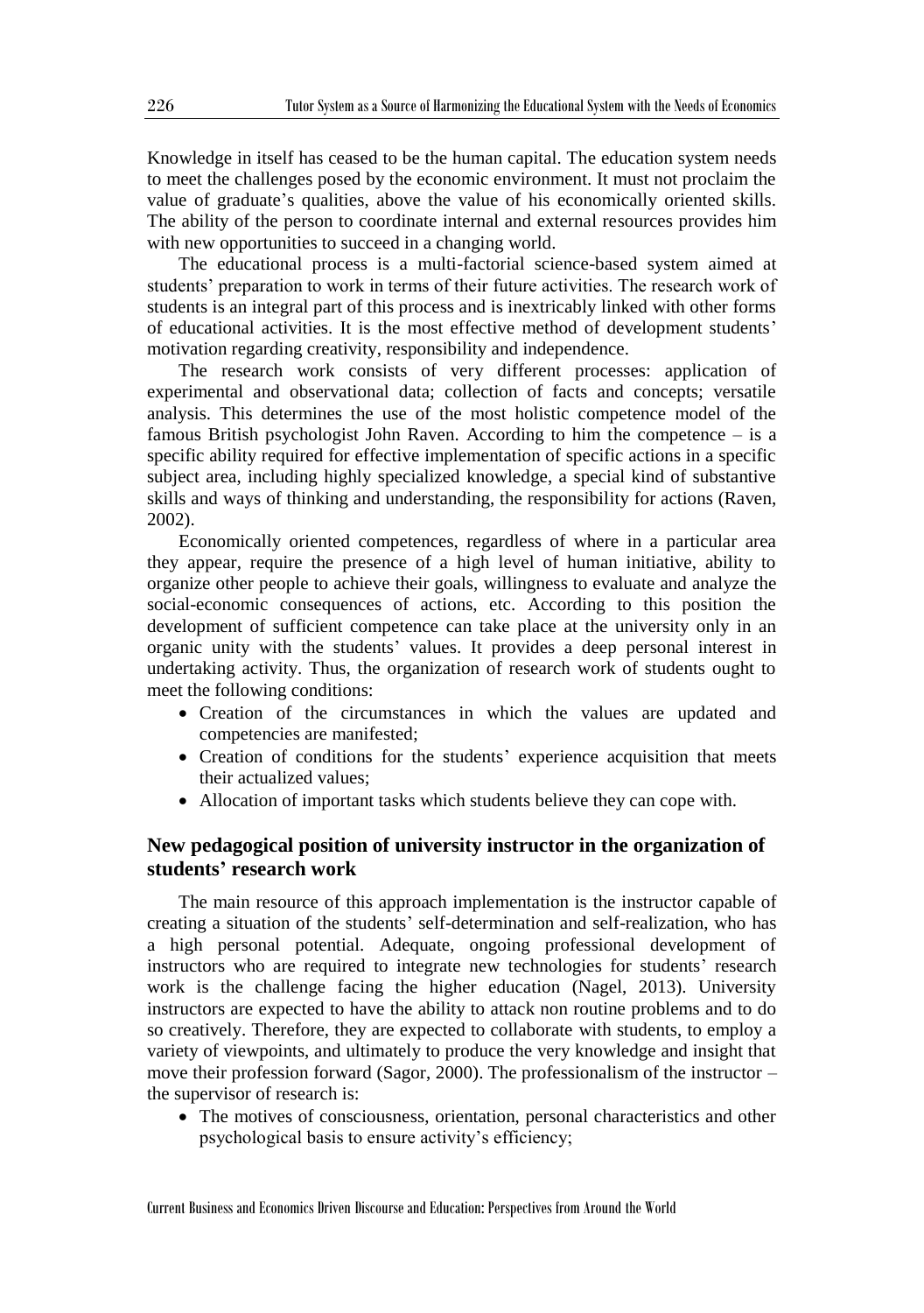Knowledge in itself has ceased to be the human capital. The education system needs to meet the challenges posed by the economic environment. It must not proclaim the value of graduate's qualities, above the value of his economically oriented skills. The ability of the person to coordinate internal and external resources provides him with new opportunities to succeed in a changing world.

The educational process is a multi-factorial science-based system aimed at students' preparation to work in terms of their future activities. The research work of students is an integral part of this process and is inextricably linked with other forms of educational activities. It is the most effective method of development students' motivation regarding creativity, responsibility and independence.

The research work consists of very different processes: application of experimental and observational data; collection of facts and concepts; versatile analysis. This determines the use of the most holistic competence model of the famous British psychologist John Raven. According to him the competence – is a specific ability required for effective implementation of specific actions in a specific subject area, including highly specialized knowledge, a special kind of substantive skills and ways of thinking and understanding, the responsibility for actions (Raven, 2002).

Economically oriented competences, regardless of where in a particular area they appear, require the presence of a high level of human initiative, ability to organize other people to achieve their goals, willingness to evaluate and analyze the social-economic consequences of actions, etc. According to this position the development of sufficient competence can take place at the university only in an organic unity with the students' values. It provides a deep personal interest in undertaking activity. Thus, the organization of research work of students ought to meet the following conditions:

- Creation of the circumstances in which the values are updated and competencies are manifested;
- Creation of conditions for the students' experience acquisition that meets their actualized values;
- Allocation of important tasks which students believe they can cope with.

## New pedagogical position of university instructor in the organization of students' research work

The main resource of this approach implementation is the instructor capable of creating a situation of the students' self-determination and self-realization, who has a high personal potential. Adequate, ongoing professional development of instructors who are required to integrate new technologies for students' research work is the challenge facing the higher education (Nagel, 2013). University instructors are expected to have the ability to attack non routine problems and to do so creatively. Therefore, they are expected to collaborate with students, to employ a variety of viewpoints, and ultimately to produce the very knowledge and insight that move their profession forward (Sagor, 2000). The professionalism of the instructor – the supervisor of research is:

- The motives of consciousness, orientation, personal characteristics and other psychological basis to ensure activity's efficiency;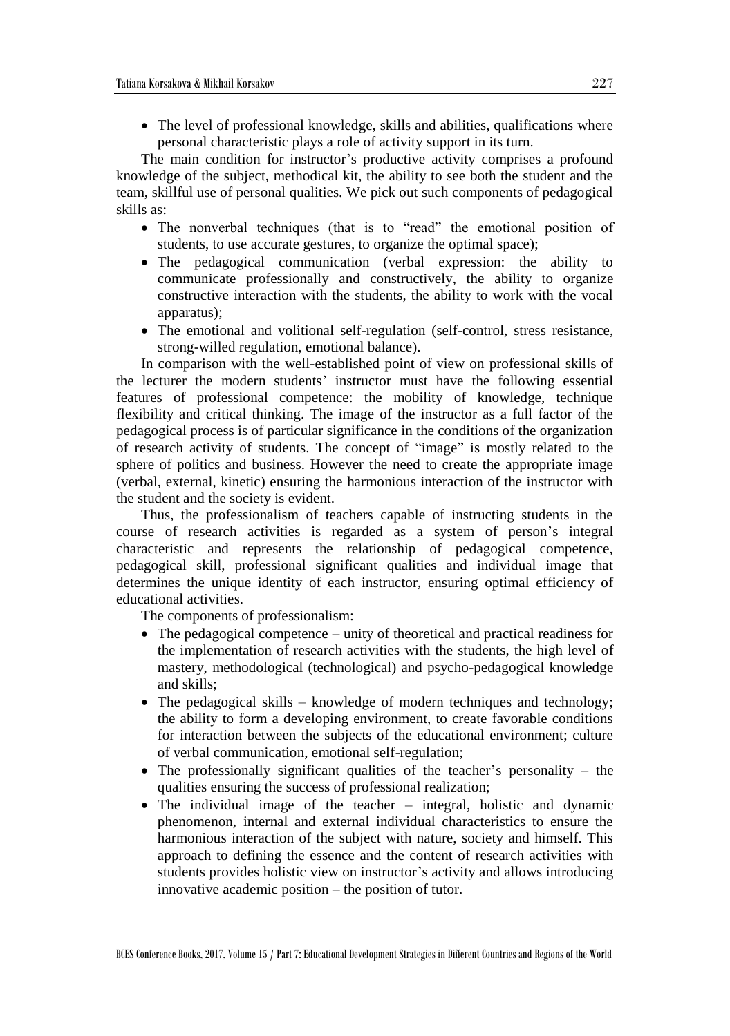- The level of professional knowledge, skills and abilities, qualifications where personal characteristic plays a role of activity support in its turn.

The main condition for instructor's productive activity comprises a profound knowledge of the subject, methodical kit, the ability to see both the student and the team, skillful use of personal qualities. We pick out such components of pedagogical skills as:

- The nonverbal techniques (that is to "read" the emotional position of students, to use accurate gestures, to organize the optimal space);
- The pedagogical communication (verbal expression: the ability to communicate professionally and constructively, the ability to organize constructive interaction with the students, the ability to work with the vocal apparatus);
- The emotional and volitional self-regulation (self-control, stress resistance, strong-willed regulation, emotional balance).

In comparison with the well-established point of view on professional skills of the lecturer the modern students' instructor must have the following essential features of professional competence: the mobility of knowledge, technique flexibility and critical thinking. The image of the instructor as a full factor of the pedagogical process is of particular significance in the conditions of the organization of research activity of students. The concept of "image" is mostly related to the sphere of politics and business. However the need to create the appropriate image (verbal, external, kinetic) ensuring the harmonious interaction of the instructor with the student and the society is evident.

Thus, the professionalism of teachers capable of instructing students in the course of research activities is regarded as a system of person's integral characteristic and represents the relationship of pedagogical competence, pedagogical skill, professional significant qualities and individual image that determines the unique identity of each instructor, ensuring optimal efficiency of educational activities.

The components of professionalism:

- The pedagogical competence – unity of theoretical and practical readiness for the implementation of research activities with the students, the high level of mastery, methodological (technological) and psycho-pedagogical knowledge and skills;
- The pedagogical skills – knowledge of modern techniques and technology; the ability to form a developing environment, to create favorable conditions for interaction between the subjects of the educational environment; culture of verbal communication, emotional self-regulation;
- The professionally significant qualities of the teacher's personality – the qualities ensuring the success of professional realization;
- The individual image of the teacher – integral, holistic and dynamic phenomenon, internal and external individual characteristics to ensure the harmonious interaction of the subject with nature, society and himself. This approach to defining the essence and the content of research activities with students provides holistic view on instructor's activity and allows introducing innovative academic position – the position of tutor.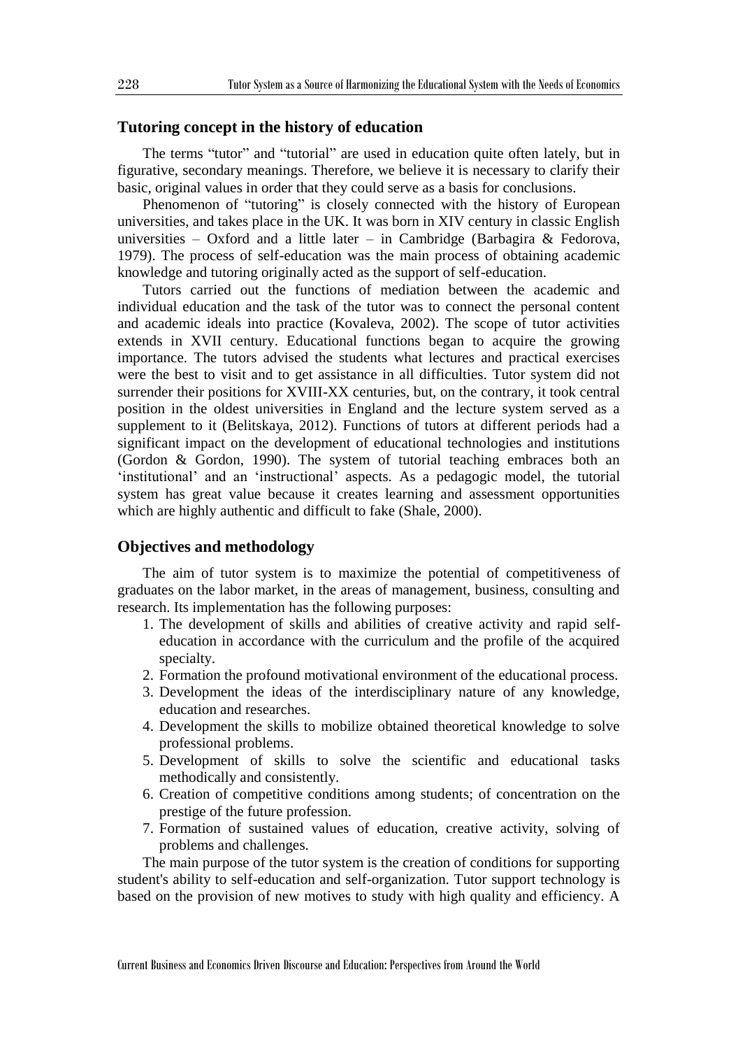## Tutoring concept in the history of education

The terms "tutor" and "tutorial" are used in education quite often lately, but in figurative, secondary meanings. Therefore, we believe it is necessary to clarify their basic, original values in order that they could serve as a basis for conclusions.

Phenomenon of "tutoring" is closely connected with the history of European universities, and takes place in the UK. It was born in XIV century in classic English universities – Oxford and a little later – in Cambridge (Barbagira & Fedorova, 1979). The process of self-education was the main process of obtaining academic knowledge and tutoring originally acted as the support of self-education.

Tutors carried out the functions of mediation between the academic and individual education and the task of the tutor was to connect the personal content and academic ideals into practice (Kovaleva, 2002). The scope of tutor activities extends in XVII century. Educational functions began to acquire the growing importance. The tutors advised the students what lectures and practical exercises were the best to visit and to get assistance in all difficulties. Tutor system did not surrender their positions for XVIII-XX centuries, but, on the contrary, it took central position in the oldest universities in England and the lecture system served as a supplement to it (Belitskaya, 2012). Functions of tutors at different periods had a significant impact on the development of educational technologies and institutions (Gordon & Gordon, 1990). The system of tutorial teaching embraces both an 'institutional' and an 'instructional' aspects. As a pedagogic model, the tutorial system has great value because it creates learning and assessment opportunities which are highly authentic and difficult to fake (Shale, 2000).

## Objectives and methodology

The aim of tutor system is to maximize the potential of competitiveness of graduates on the labor market, in the areas of management, business, consulting and research. Its implementation has the following purposes:

1. The development of skills and abilities of creative activity and rapid self-education in accordance with the curriculum and the profile of the acquired specialty.
2. Formation the profound motivational environment of the educational process.
3. Development the ideas of the interdisciplinary nature of any knowledge, education and researches.
4. Development the skills to mobilize obtained theoretical knowledge to solve professional problems.
5. Development of skills to solve the scientific and educational tasks methodically and consistently.
6. Creation of competitive conditions among students; of concentration on the prestige of the future profession.
7. Formation of sustained values of education, creative activity, solving of problems and challenges.

The main purpose of the tutor system is the creation of conditions for supporting student's ability to self-education and self-organization. Tutor support technology is based on the provision of new motives to study with high quality and efficiency. A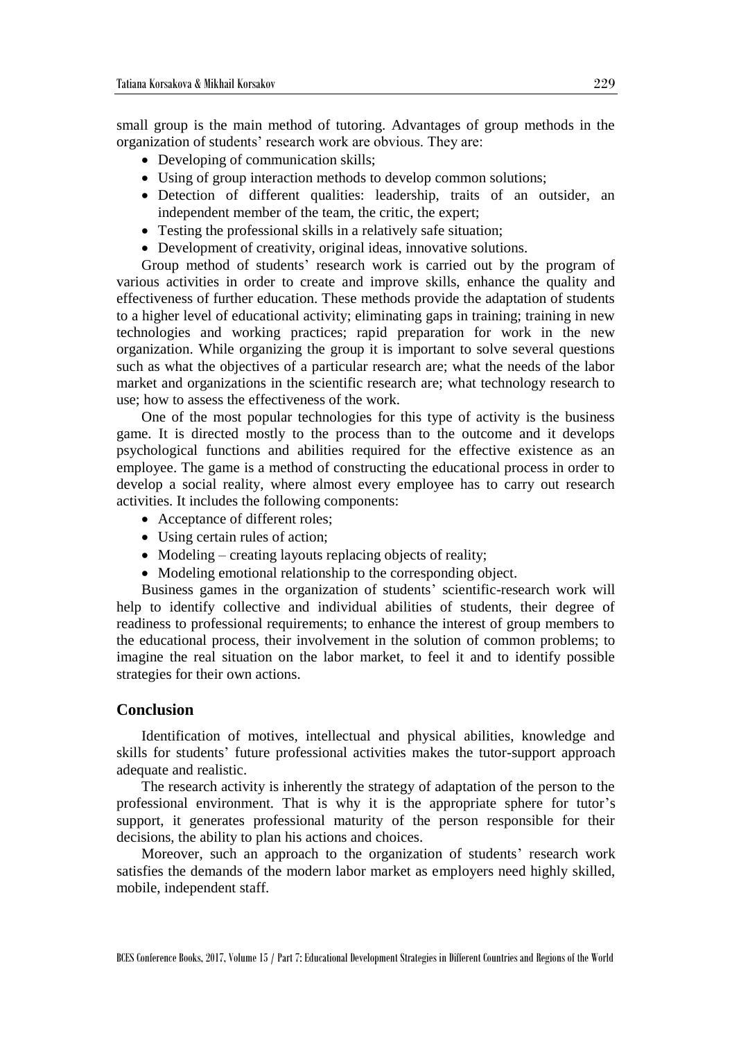small group is the main method of tutoring. Advantages of group methods in the organization of students' research work are obvious. They are:

- Developing of communication skills;
- Using of group interaction methods to develop common solutions;
- Detection of different qualities: leadership, traits of an outsider, an independent member of the team, the critic, the expert;
- Testing the professional skills in a relatively safe situation;
- Development of creativity, original ideas, innovative solutions.

Group method of students' research work is carried out by the program of various activities in order to create and improve skills, enhance the quality and effectiveness of further education. These methods provide the adaptation of students to a higher level of educational activity; eliminating gaps in training; training in new technologies and working practices; rapid preparation for work in the new organization. While organizing the group it is important to solve several questions such as what the objectives of a particular research are; what the needs of the labor market and organizations in the scientific research are; what technology research to use; how to assess the effectiveness of the work.

One of the most popular technologies for this type of activity is the business game. It is directed mostly to the process than to the outcome and it develops psychological functions and abilities required for the effective existence as an employee. The game is a method of constructing the educational process in order to develop a social reality, where almost every employee has to carry out research activities. It includes the following components:

- Acceptance of different roles;
- Using certain rules of action;
- Modeling – creating layouts replacing objects of reality;
- Modeling emotional relationship to the corresponding object.

Business games in the organization of students' scientific-research work will help to identify collective and individual abilities of students, their degree of readiness to professional requirements; to enhance the interest of group members to the educational process, their involvement in the solution of common problems; to imagine the real situation on the labor market, to feel it and to identify possible strategies for their own actions.

## Conclusion

Identification of motives, intellectual and physical abilities, knowledge and skills for students' future professional activities makes the tutor-support approach adequate and realistic.

The research activity is inherently the strategy of adaptation of the person to the professional environment. That is why it is the appropriate sphere for tutor's support, it generates professional maturity of the person responsible for their decisions, the ability to plan his actions and choices.

Moreover, such an approach to the organization of students' research work satisfies the demands of the modern labor market as employers need highly skilled, mobile, independent staff.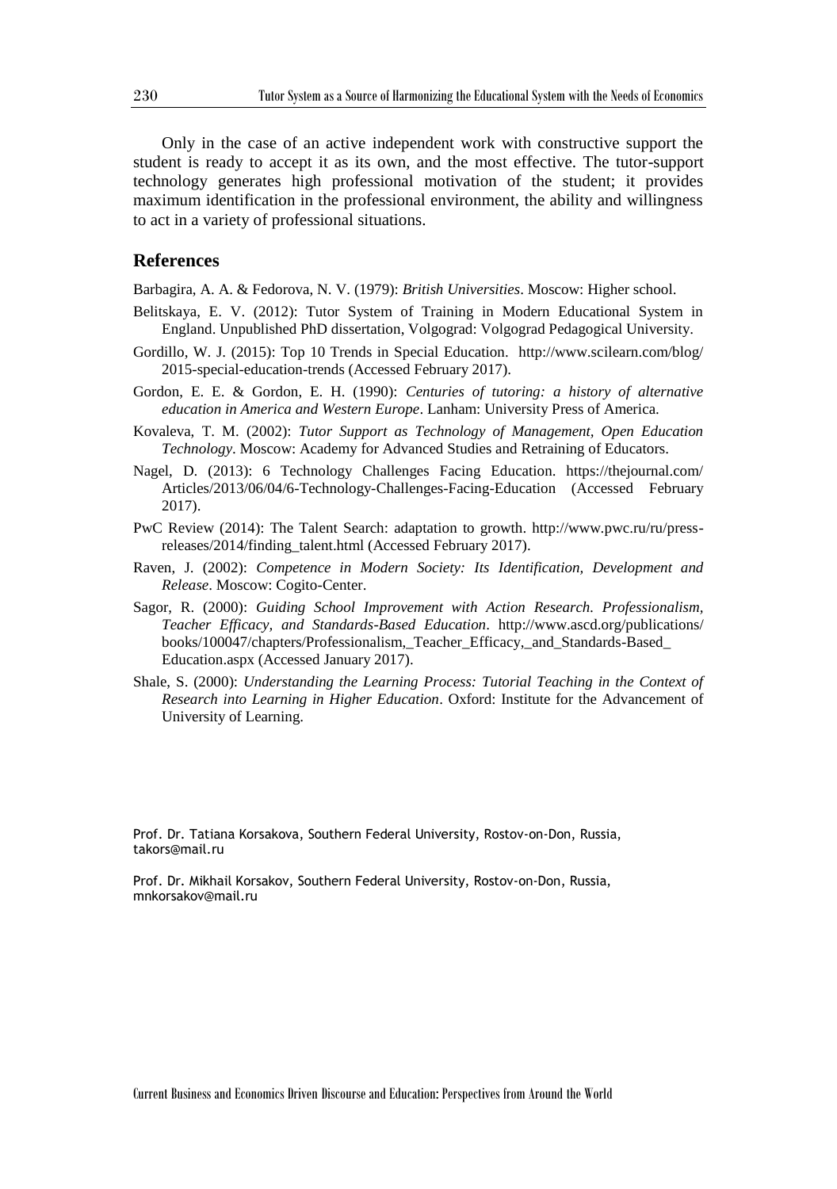Only in the case of an active independent work with constructive support the student is ready to accept it as its own, and the most effective. The tutor-support technology generates high professional motivation of the student; it provides maximum identification in the professional environment, the ability and willingness to act in a variety of professional situations.

## References

Barbagira, A. A. & Fedorova, N. V. (1979): *British Universities*. Moscow: Higher school.

Belitskaya, E. V. (2012): Tutor System of Training in Modern Educational System in England. Unpublished PhD dissertation, Volgograd: Volgograd Pedagogical University.

Gordillo, W. J. (2015): Top 10 Trends in Special Education. http://www.scilearn.com/blog/2015-special-education-trends (Accessed February 2017).

Gordon, E. E. & Gordon, E. H. (1990): *Centuries of tutoring: a history of alternative education in America and Western Europe*. Lanham: University Press of America.

Kovaleva, T. M. (2002): *Tutor Support as Technology of Management, Open Education Technology*. Moscow: Academy for Advanced Studies and Retraining of Educators.

Nagel, D. (2013): 6 Technology Challenges Facing Education. https://thejournal.com/Articles/2013/06/04/6-Technology-Challenges-Facing-Education (Accessed February 2017).

PwC Review (2014): The Talent Search: adaptation to growth. http://www.pwc.ru/ru/press-releases/2014/finding_talent.html (Accessed February 2017).

Raven, J. (2002): *Competence in Modern Society: Its Identification, Development and Release*. Moscow: Cogito-Center.

Sagor, R. (2000): *Guiding School Improvement with Action Research. Professionalism, Teacher Efficacy, and Standards-Based Education*. http://www.ascd.org/publications/books/100047/chapters/Professionalism,_Teacher_Efficacy,_and_Standards-Based_Education.aspx (Accessed January 2017).

Shale, S. (2000): *Understanding the Learning Process: Tutorial Teaching in the Context of Research into Learning in Higher Education*. Oxford: Institute for the Advancement of University of Learning.

Prof. Dr. Tatiana Korsakova, Southern Federal University, Rostov-on-Don, Russia, takors@mail.ru

Prof. Dr. Mikhail Korsakov, Southern Federal University, Rostov-on-Don, Russia, mnkorsakov@mail.ru